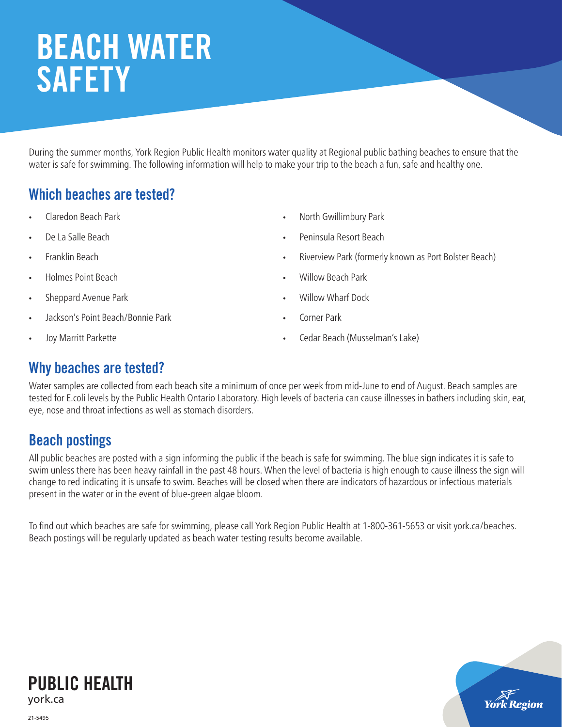# BEACH WATER SAFETY

During the summer months, York Region Public Health monitors water quality at Regional public bathing beaches to ensure that the water is safe for swimming. The following information will help to make your trip to the beach a fun, safe and healthy one.

## Which beaches are tested?

- Claredon Beach Park
- De La Salle Beach
- Franklin Beach
- Holmes Point Beach
- Sheppard Avenue Park
- Jackson's Point Beach/Bonnie Park
- Joy Marritt Parkette
- North Gwillimbury Park
- Peninsula Resort Beach
- Riverview Park (formerly known as Port Bolster Beach)
- Willow Beach Park
- Willow Wharf Dock
- Corner Park
- Cedar Beach (Musselman's Lake)

## Why beaches are tested?

Water samples are collected from each beach site a minimum of once per week from mid-June to end of August. Beach samples are tested for E.coli levels by the Public Health Ontario Laboratory. High levels of bacteria can cause illnesses in bathers including skin, ear, eye, nose and throat infections as well as stomach disorders.

## Beach postings

All public beaches are posted with a sign informing the public if the beach is safe for swimming. The blue sign indicates it is safe to swim unless there has been heavy rainfall in the past 48 hours. When the level of bacteria is high enough to cause illness the sign will change to red indicating it is unsafe to swim. Beaches will be closed when there are indicators of hazardous or infectious materials present in the water or in the event of blue-green algae bloom.

To find out which beaches are safe for swimming, please call York Region Public Health at 1-800-361-5653 or visit york.ca/beaches. Beach postings will be regularly updated as beach water testing results become available.

**PUBLIC HEALTH**
york.ca

21-5495

York Region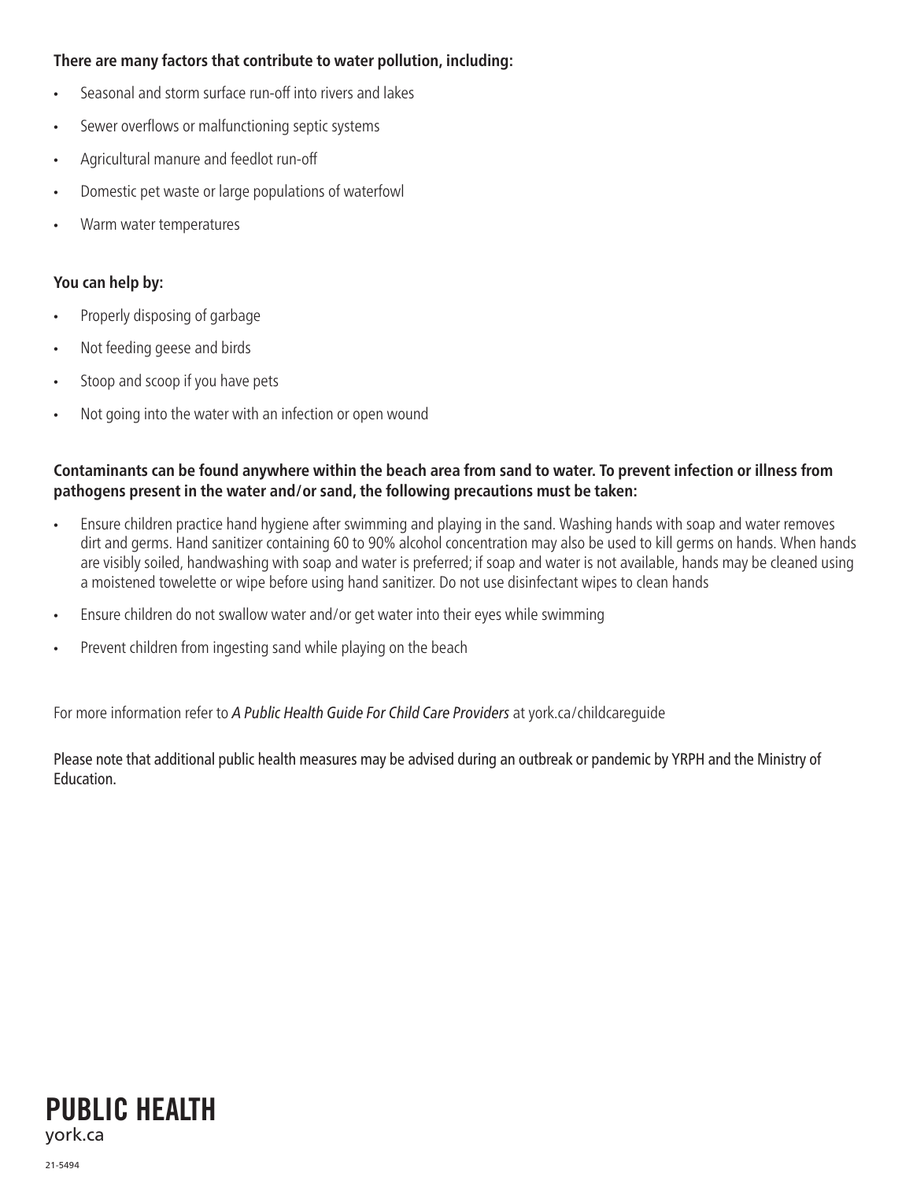**There are many factors that contribute to water pollution, including:**

- Seasonal and storm surface run-off into rivers and lakes
- Sewer overflows or malfunctioning septic systems
- Agricultural manure and feedlot run-off
- Domestic pet waste or large populations of waterfowl
- Warm water temperatures

**You can help by:**

- Properly disposing of garbage
- Not feeding geese and birds
- Stoop and scoop if you have pets
- Not going into the water with an infection or open wound

**Contaminants can be found anywhere within the beach area from sand to water. To prevent infection or illness from pathogens present in the water and/or sand, the following precautions must be taken:**

- Ensure children practice hand hygiene after swimming and playing in the sand. Washing hands with soap and water removes dirt and germs. Hand sanitizer containing 60 to 90% alcohol concentration may also be used to kill germs on hands. When hands are visibly soiled, handwashing with soap and water is preferred; if soap and water is not available, hands may be cleaned using a moistened towelette or wipe before using hand sanitizer. Do not use disinfectant wipes to clean hands
- Ensure children do not swallow water and/or get water into their eyes while swimming
- Prevent children from ingesting sand while playing on the beach

For more information refer to *A Public Health Guide For Child Care Providers* at york.ca/childcareguide

Please note that additional public health measures may be advised during an outbreak or pandemic by YRPH and the Ministry of Education.

**PUBLIC HEALTH**
york.ca

21-5494